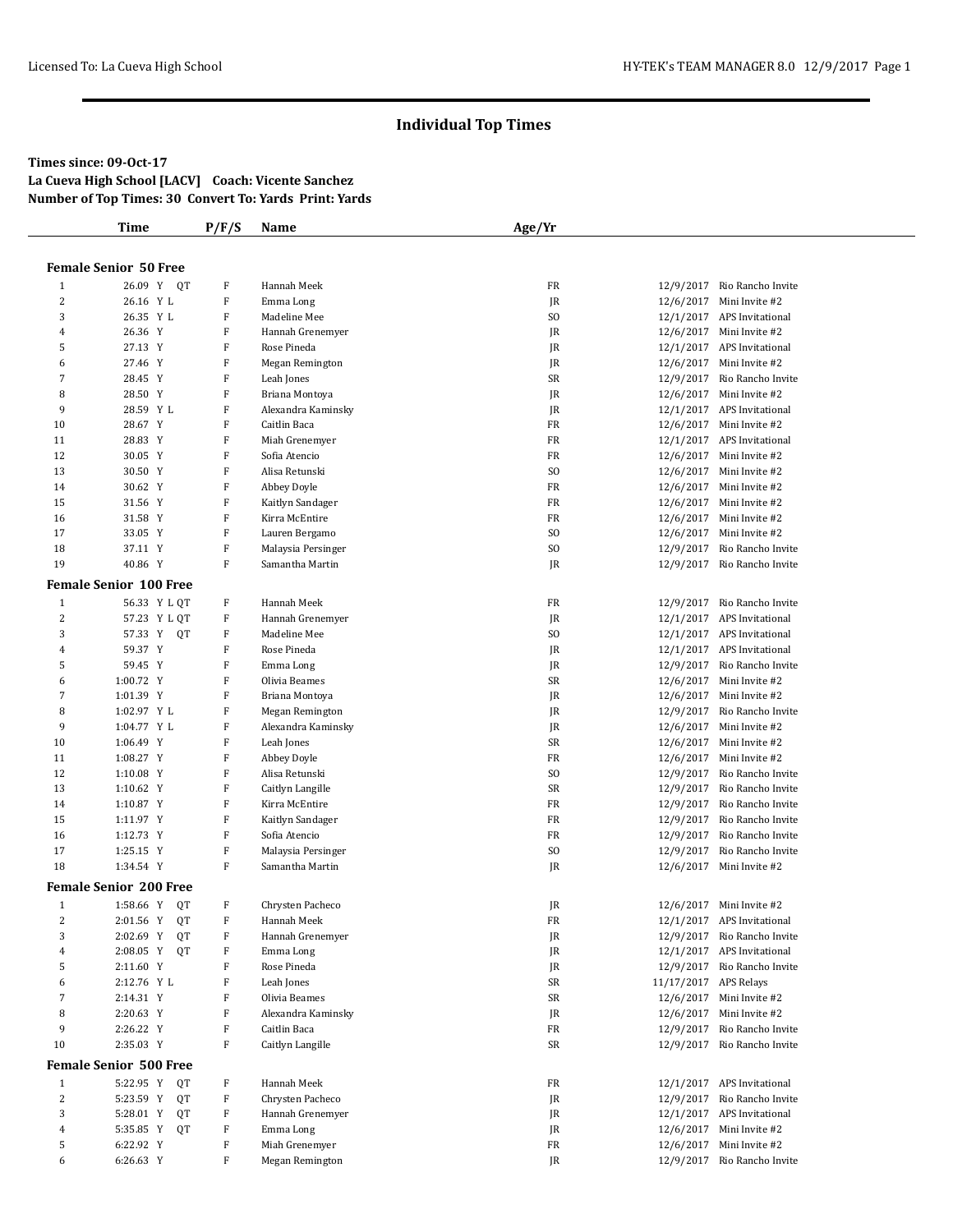# Individual Top Times

**Times since: 09-Oct-17**
**La Cueva High School [LACV] Coach: Vicente Sanchez**
**Number of Top Times: 30 Convert To: Yards Print: Yards**

### Female Senior 50 Free

| | Time | P/F/S | Name | Age/Yr | Date | Meet |
|---|---|---|---|---|---|---|
| 1 | 26.09 Y QT | F | Hannah Meek | FR | 12/9/2017 | Rio Rancho Invite |
| 2 | 26.16 Y L | F | Emma Long | JR | 12/6/2017 | Mini Invite #2 |
| 3 | 26.35 Y L | F | Madeline Mee | SO | 12/1/2017 | APS Invitational |
| 4 | 26.36 Y | F | Hannah Grenemyer | JR | 12/6/2017 | Mini Invite #2 |
| 5 | 27.13 Y | F | Rose Pineda | JR | 12/1/2017 | APS Invitational |
| 6 | 27.46 Y | F | Megan Remington | JR | 12/6/2017 | Mini Invite #2 |
| 7 | 28.45 Y | F | Leah Jones | SR | 12/9/2017 | Rio Rancho Invite |
| 8 | 28.50 Y | F | Briana Montoya | JR | 12/6/2017 | Mini Invite #2 |
| 9 | 28.59 Y L | F | Alexandra Kaminsky | JR | 12/1/2017 | APS Invitational |
| 10 | 28.67 Y | F | Caitlin Baca | FR | 12/6/2017 | Mini Invite #2 |
| 11 | 28.83 Y | F | Miah Grenemyer | FR | 12/1/2017 | APS Invitational |
| 12 | 30.05 Y | F | Sofia Atencio | FR | 12/6/2017 | Mini Invite #2 |
| 13 | 30.50 Y | F | Alisa Retunski | SO | 12/6/2017 | Mini Invite #2 |
| 14 | 30.62 Y | F | Abbey Doyle | FR | 12/6/2017 | Mini Invite #2 |
| 15 | 31.56 Y | F | Kaitlyn Sandager | FR | 12/6/2017 | Mini Invite #2 |
| 16 | 31.58 Y | F | Kirra McEntire | FR | 12/6/2017 | Mini Invite #2 |
| 17 | 33.05 Y | F | Lauren Bergamo | SO | 12/6/2017 | Mini Invite #2 |
| 18 | 37.11 Y | F | Malaysia Persinger | SO | 12/9/2017 | Rio Rancho Invite |
| 19 | 40.86 Y | F | Samantha Martin | JR | 12/9/2017 | Rio Rancho Invite |

### Female Senior 100 Free

| | Time | P/F/S | Name | Age/Yr | Date | Meet |
|---|---|---|---|---|---|---|
| 1 | 56.33 Y L QT | F | Hannah Meek | FR | 12/9/2017 | Rio Rancho Invite |
| 2 | 57.23 Y L QT | F | Hannah Grenemyer | JR | 12/1/2017 | APS Invitational |
| 3 | 57.33 Y QT | F | Madeline Mee | SO | 12/1/2017 | APS Invitational |
| 4 | 59.37 Y | F | Rose Pineda | JR | 12/1/2017 | APS Invitational |
| 5 | 59.45 Y | F | Emma Long | JR | 12/9/2017 | Rio Rancho Invite |
| 6 | 1:00.72 Y | F | Olivia Beames | SR | 12/6/2017 | Mini Invite #2 |
| 7 | 1:01.39 Y | F | Briana Montoya | JR | 12/6/2017 | Mini Invite #2 |
| 8 | 1:02.97 Y L | F | Megan Remington | JR | 12/9/2017 | Rio Rancho Invite |
| 9 | 1:04.77 Y L | F | Alexandra Kaminsky | JR | 12/6/2017 | Mini Invite #2 |
| 10 | 1:06.49 Y | F | Leah Jones | SR | 12/6/2017 | Mini Invite #2 |
| 11 | 1:08.27 Y | F | Abbey Doyle | FR | 12/6/2017 | Mini Invite #2 |
| 12 | 1:10.08 Y | F | Alisa Retunski | SO | 12/9/2017 | Rio Rancho Invite |
| 13 | 1:10.62 Y | F | Caitlyn Langille | SR | 12/9/2017 | Rio Rancho Invite |
| 14 | 1:10.87 Y | F | Kirra McEntire | FR | 12/9/2017 | Rio Rancho Invite |
| 15 | 1:11.97 Y | F | Kaitlyn Sandager | FR | 12/9/2017 | Rio Rancho Invite |
| 16 | 1:12.73 Y | F | Sofia Atencio | FR | 12/9/2017 | Rio Rancho Invite |
| 17 | 1:25.15 Y | F | Malaysia Persinger | SO | 12/9/2017 | Rio Rancho Invite |
| 18 | 1:34.54 Y | F | Samantha Martin | JR | 12/6/2017 | Mini Invite #2 |

### Female Senior 200 Free

| | Time | P/F/S | Name | Age/Yr | Date | Meet |
|---|---|---|---|---|---|---|
| 1 | 1:58.66 Y QT | F | Chrysten Pacheco | JR | 12/6/2017 | Mini Invite #2 |
| 2 | 2:01.56 Y QT | F | Hannah Meek | FR | 12/1/2017 | APS Invitational |
| 3 | 2:02.69 Y QT | F | Hannah Grenemyer | JR | 12/9/2017 | Rio Rancho Invite |
| 4 | 2:08.05 Y QT | F | Emma Long | JR | 12/1/2017 | APS Invitational |
| 5 | 2:11.60 Y | F | Rose Pineda | JR | 12/9/2017 | Rio Rancho Invite |
| 6 | 2:12.76 Y L | F | Leah Jones | SR | 11/17/2017 | APS Relays |
| 7 | 2:14.31 Y | F | Olivia Beames | SR | 12/6/2017 | Mini Invite #2 |
| 8 | 2:20.63 Y | F | Alexandra Kaminsky | JR | 12/6/2017 | Mini Invite #2 |
| 9 | 2:26.22 Y | F | Caitlin Baca | FR | 12/9/2017 | Rio Rancho Invite |
| 10 | 2:35.03 Y | F | Caitlyn Langille | SR | 12/9/2017 | Rio Rancho Invite |

### Female Senior 500 Free

| | Time | P/F/S | Name | Age/Yr | Date | Meet |
|---|---|---|---|---|---|---|
| 1 | 5:22.95 Y QT | F | Hannah Meek | FR | 12/1/2017 | APS Invitational |
| 2 | 5:23.59 Y QT | F | Chrysten Pacheco | JR | 12/9/2017 | Rio Rancho Invite |
| 3 | 5:28.01 Y QT | F | Hannah Grenemyer | JR | 12/1/2017 | APS Invitational |
| 4 | 5:35.85 Y QT | F | Emma Long | JR | 12/6/2017 | Mini Invite #2 |
| 5 | 6:22.92 Y | F | Miah Grenemyer | FR | 12/6/2017 | Mini Invite #2 |
| 6 | 6:26.63 Y | F | Megan Remington | JR | 12/9/2017 | Rio Rancho Invite |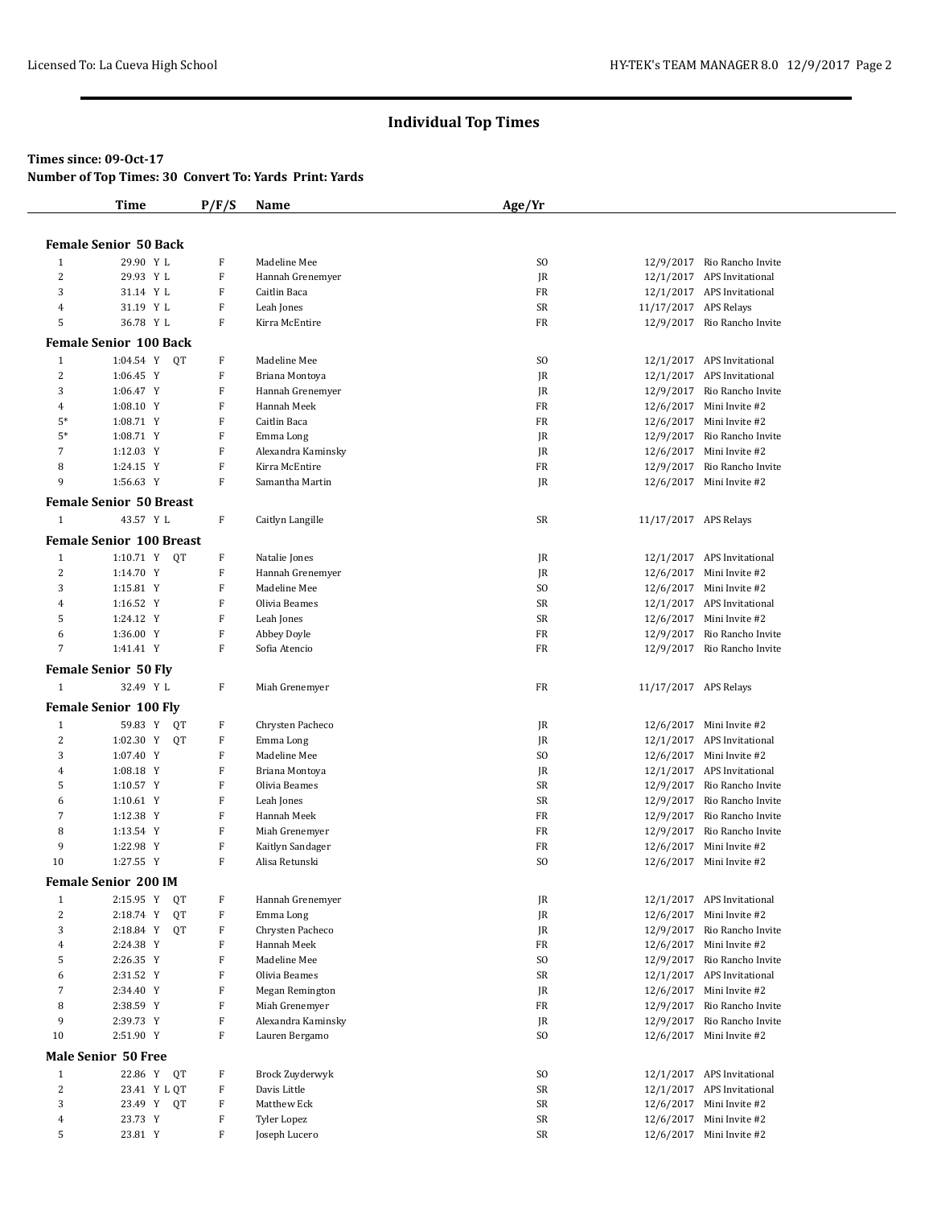## Individual Top Times

**Times since: 09-Oct-17**

**Number of Top Times: 30 Convert To: Yards Print: Yards**

| | Time | P/F/S | Name | Age/Yr | Date | Meet |
|---|---|---|---|---|---|---|
| **Female Senior 50 Back** | | | | | | |
| 1 | 29.90 Y L | F | Madeline Mee | SO | 12/9/2017 | Rio Rancho Invite |
| 2 | 29.93 Y L | F | Hannah Grenemyer | JR | 12/1/2017 | APS Invitational |
| 3 | 31.14 Y L | F | Caitlin Baca | FR | 12/1/2017 | APS Invitational |
| 4 | 31.19 Y L | F | Leah Jones | SR | 11/17/2017 | APS Relays |
| 5 | 36.78 Y L | F | Kirra McEntire | FR | 12/9/2017 | Rio Rancho Invite |
| **Female Senior 100 Back** | | | | | | |
| 1 | 1:04.54 Y QT | F | Madeline Mee | SO | 12/1/2017 | APS Invitational |
| 2 | 1:06.45 Y | F | Briana Montoya | JR | 12/1/2017 | APS Invitational |
| 3 | 1:06.47 Y | F | Hannah Grenemyer | JR | 12/9/2017 | Rio Rancho Invite |
| 4 | 1:08.10 Y | F | Hannah Meek | FR | 12/6/2017 | Mini Invite #2 |
| 5* | 1:08.71 Y | F | Caitlin Baca | FR | 12/6/2017 | Mini Invite #2 |
| 5* | 1:08.71 Y | F | Emma Long | JR | 12/9/2017 | Rio Rancho Invite |
| 7 | 1:12.03 Y | F | Alexandra Kaminsky | JR | 12/6/2017 | Mini Invite #2 |
| 8 | 1:24.15 Y | F | Kirra McEntire | FR | 12/9/2017 | Rio Rancho Invite |
| 9 | 1:56.63 Y | F | Samantha Martin | JR | 12/6/2017 | Mini Invite #2 |
| **Female Senior 50 Breast** | | | | | | |
| 1 | 43.57 Y L | F | Caitlyn Langille | SR | 11/17/2017 | APS Relays |
| **Female Senior 100 Breast** | | | | | | |
| 1 | 1:10.71 Y QT | F | Natalie Jones | JR | 12/1/2017 | APS Invitational |
| 2 | 1:14.70 Y | F | Hannah Grenemyer | JR | 12/6/2017 | Mini Invite #2 |
| 3 | 1:15.81 Y | F | Madeline Mee | SO | 12/6/2017 | Mini Invite #2 |
| 4 | 1:16.52 Y | F | Olivia Beames | SR | 12/1/2017 | APS Invitational |
| 5 | 1:24.12 Y | F | Leah Jones | SR | 12/6/2017 | Mini Invite #2 |
| 6 | 1:36.00 Y | F | Abbey Doyle | FR | 12/9/2017 | Rio Rancho Invite |
| 7 | 1:41.41 Y | F | Sofia Atencio | FR | 12/9/2017 | Rio Rancho Invite |
| **Female Senior 50 Fly** | | | | | | |
| 1 | 32.49 Y L | F | Miah Grenemyer | FR | 11/17/2017 | APS Relays |
| **Female Senior 100 Fly** | | | | | | |
| 1 | 59.83 Y QT | F | Chrysten Pacheco | JR | 12/6/2017 | Mini Invite #2 |
| 2 | 1:02.30 Y QT | F | Emma Long | JR | 12/1/2017 | APS Invitational |
| 3 | 1:07.40 Y | F | Madeline Mee | SO | 12/6/2017 | Mini Invite #2 |
| 4 | 1:08.18 Y | F | Briana Montoya | JR | 12/1/2017 | APS Invitational |
| 5 | 1:10.57 Y | F | Olivia Beames | SR | 12/9/2017 | Rio Rancho Invite |
| 6 | 1:10.61 Y | F | Leah Jones | SR | 12/9/2017 | Rio Rancho Invite |
| 7 | 1:12.38 Y | F | Hannah Meek | FR | 12/9/2017 | Rio Rancho Invite |
| 8 | 1:13.54 Y | F | Miah Grenemyer | FR | 12/9/2017 | Rio Rancho Invite |
| 9 | 1:22.98 Y | F | Kaitlyn Sandager | FR | 12/6/2017 | Mini Invite #2 |
| 10 | 1:27.55 Y | F | Alisa Retunski | SO | 12/6/2017 | Mini Invite #2 |
| **Female Senior 200 IM** | | | | | | |
| 1 | 2:15.95 Y QT | F | Hannah Grenemyer | JR | 12/1/2017 | APS Invitational |
| 2 | 2:18.74 Y QT | F | Emma Long | JR | 12/6/2017 | Mini Invite #2 |
| 3 | 2:18.84 Y QT | F | Chrysten Pacheco | JR | 12/9/2017 | Rio Rancho Invite |
| 4 | 2:24.38 Y | F | Hannah Meek | FR | 12/6/2017 | Mini Invite #2 |
| 5 | 2:26.35 Y | F | Madeline Mee | SO | 12/9/2017 | Rio Rancho Invite |
| 6 | 2:31.52 Y | F | Olivia Beames | SR | 12/1/2017 | APS Invitational |
| 7 | 2:34.40 Y | F | Megan Remington | JR | 12/6/2017 | Mini Invite #2 |
| 8 | 2:38.59 Y | F | Miah Grenemyer | FR | 12/9/2017 | Rio Rancho Invite |
| 9 | 2:39.73 Y | F | Alexandra Kaminsky | JR | 12/9/2017 | Rio Rancho Invite |
| 10 | 2:51.90 Y | F | Lauren Bergamo | SO | 12/6/2017 | Mini Invite #2 |
| **Male Senior 50 Free** | | | | | | |
| 1 | 22.86 Y QT | F | Brock Zuyderwyk | SO | 12/1/2017 | APS Invitational |
| 2 | 23.41 Y L QT | F | Davis Little | SR | 12/1/2017 | APS Invitational |
| 3 | 23.49 Y QT | F | Matthew Eck | SR | 12/6/2017 | Mini Invite #2 |
| 4 | 23.73 Y | F | Tyler Lopez | SR | 12/6/2017 | Mini Invite #2 |
| 5 | 23.81 Y | F | Joseph Lucero | SR | 12/6/2017 | Mini Invite #2 |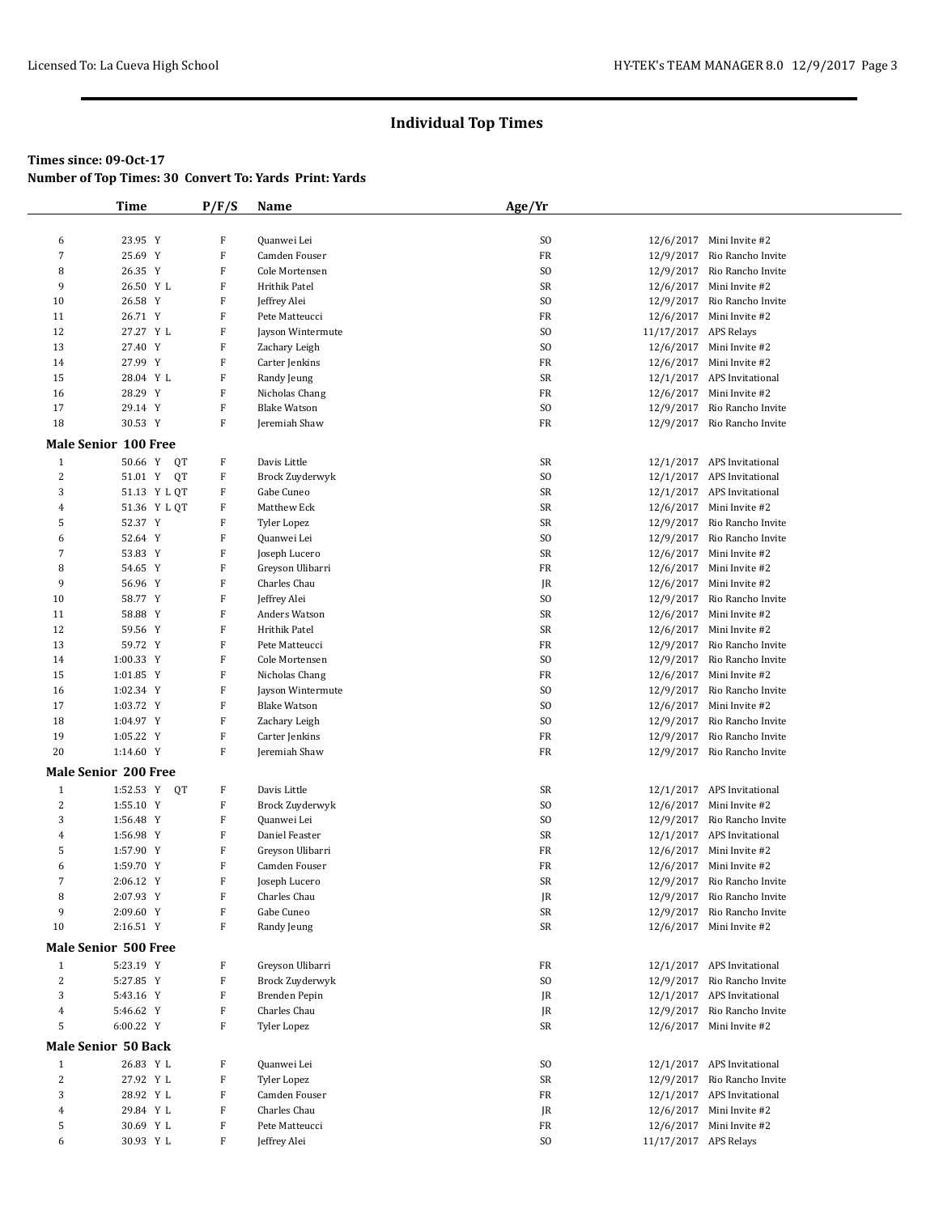## Individual Top Times

**Times since: 09-Oct-17**
**Number of Top Times: 30 Convert To: Yards Print: Yards**

| | Time | P/F/S | Name | Age/Yr | Date | Meet |
|---|---|---|---|---|---|---|
| 6 | 23.95 Y | F | Quanwei Lei | SO | 12/6/2017 | Mini Invite #2 |
| 7 | 25.69 Y | F | Camden Fouser | FR | 12/9/2017 | Rio Rancho Invite |
| 8 | 26.35 Y | F | Cole Mortensen | SO | 12/9/2017 | Rio Rancho Invite |
| 9 | 26.50 Y L | F | Hrithik Patel | SR | 12/6/2017 | Mini Invite #2 |
| 10 | 26.58 Y | F | Jeffrey Alei | SO | 12/9/2017 | Rio Rancho Invite |
| 11 | 26.71 Y | F | Pete Matteucci | FR | 12/6/2017 | Mini Invite #2 |
| 12 | 27.27 Y L | F | Jayson Wintermute | SO | 11/17/2017 | APS Relays |
| 13 | 27.40 Y | F | Zachary Leigh | SO | 12/6/2017 | Mini Invite #2 |
| 14 | 27.99 Y | F | Carter Jenkins | FR | 12/6/2017 | Mini Invite #2 |
| 15 | 28.04 Y L | F | Randy Jeung | SR | 12/1/2017 | APS Invitational |
| 16 | 28.29 Y | F | Nicholas Chang | FR | 12/6/2017 | Mini Invite #2 |
| 17 | 29.14 Y | F | Blake Watson | SO | 12/9/2017 | Rio Rancho Invite |
| 18 | 30.53 Y | F | Jeremiah Shaw | FR | 12/9/2017 | Rio Rancho Invite |

### Male Senior 100 Free

| | Time | P/F/S | Name | Age/Yr | Date | Meet |
|---|---|---|---|---|---|---|
| 1 | 50.66 Y QT | F | Davis Little | SR | 12/1/2017 | APS Invitational |
| 2 | 51.01 Y QT | F | Brock Zuyderwyk | SO | 12/1/2017 | APS Invitational |
| 3 | 51.13 Y L QT | F | Gabe Cuneo | SR | 12/1/2017 | APS Invitational |
| 4 | 51.36 Y L QT | F | Matthew Eck | SR | 12/6/2017 | Mini Invite #2 |
| 5 | 52.37 Y | F | Tyler Lopez | SR | 12/9/2017 | Rio Rancho Invite |
| 6 | 52.64 Y | F | Quanwei Lei | SO | 12/9/2017 | Rio Rancho Invite |
| 7 | 53.83 Y | F | Joseph Lucero | SR | 12/6/2017 | Mini Invite #2 |
| 8 | 54.65 Y | F | Greyson Ulibarri | FR | 12/6/2017 | Mini Invite #2 |
| 9 | 56.96 Y | F | Charles Chau | JR | 12/6/2017 | Mini Invite #2 |
| 10 | 58.77 Y | F | Jeffrey Alei | SO | 12/9/2017 | Rio Rancho Invite |
| 11 | 58.88 Y | F | Anders Watson | SR | 12/6/2017 | Mini Invite #2 |
| 12 | 59.56 Y | F | Hrithik Patel | SR | 12/6/2017 | Mini Invite #2 |
| 13 | 59.72 Y | F | Pete Matteucci | FR | 12/9/2017 | Rio Rancho Invite |
| 14 | 1:00.33 Y | F | Cole Mortensen | SO | 12/9/2017 | Rio Rancho Invite |
| 15 | 1:01.85 Y | F | Nicholas Chang | FR | 12/6/2017 | Mini Invite #2 |
| 16 | 1:02.34 Y | F | Jayson Wintermute | SO | 12/9/2017 | Rio Rancho Invite |
| 17 | 1:03.72 Y | F | Blake Watson | SO | 12/6/2017 | Mini Invite #2 |
| 18 | 1:04.97 Y | F | Zachary Leigh | SO | 12/9/2017 | Rio Rancho Invite |
| 19 | 1:05.22 Y | F | Carter Jenkins | FR | 12/9/2017 | Rio Rancho Invite |
| 20 | 1:14.60 Y | F | Jeremiah Shaw | FR | 12/9/2017 | Rio Rancho Invite |

### Male Senior 200 Free

| | Time | P/F/S | Name | Age/Yr | Date | Meet |
|---|---|---|---|---|---|---|
| 1 | 1:52.53 Y QT | F | Davis Little | SR | 12/1/2017 | APS Invitational |
| 2 | 1:55.10 Y | F | Brock Zuyderwyk | SO | 12/6/2017 | Mini Invite #2 |
| 3 | 1:56.48 Y | F | Quanwei Lei | SO | 12/9/2017 | Rio Rancho Invite |
| 4 | 1:56.98 Y | F | Daniel Feaster | SR | 12/1/2017 | APS Invitational |
| 5 | 1:57.90 Y | F | Greyson Ulibarri | FR | 12/6/2017 | Mini Invite #2 |
| 6 | 1:59.70 Y | F | Camden Fouser | FR | 12/6/2017 | Mini Invite #2 |
| 7 | 2:06.12 Y | F | Joseph Lucero | SR | 12/9/2017 | Rio Rancho Invite |
| 8 | 2:07.93 Y | F | Charles Chau | JR | 12/9/2017 | Rio Rancho Invite |
| 9 | 2:09.60 Y | F | Gabe Cuneo | SR | 12/9/2017 | Rio Rancho Invite |
| 10 | 2:16.51 Y | F | Randy Jeung | SR | 12/6/2017 | Mini Invite #2 |

### Male Senior 500 Free

| | Time | P/F/S | Name | Age/Yr | Date | Meet |
|---|---|---|---|---|---|---|
| 1 | 5:23.19 Y | F | Greyson Ulibarri | FR | 12/1/2017 | APS Invitational |
| 2 | 5:27.85 Y | F | Brock Zuyderwyk | SO | 12/9/2017 | Rio Rancho Invite |
| 3 | 5:43.16 Y | F | Brenden Pepin | JR | 12/1/2017 | APS Invitational |
| 4 | 5:46.62 Y | F | Charles Chau | JR | 12/9/2017 | Rio Rancho Invite |
| 5 | 6:00.22 Y | F | Tyler Lopez | SR | 12/6/2017 | Mini Invite #2 |

### Male Senior 50 Back

| | Time | P/F/S | Name | Age/Yr | Date | Meet |
|---|---|---|---|---|---|---|
| 1 | 26.83 Y L | F | Quanwei Lei | SO | 12/1/2017 | APS Invitational |
| 2 | 27.92 Y L | F | Tyler Lopez | SR | 12/9/2017 | Rio Rancho Invite |
| 3 | 28.92 Y L | F | Camden Fouser | FR | 12/1/2017 | APS Invitational |
| 4 | 29.84 Y L | F | Charles Chau | JR | 12/6/2017 | Mini Invite #2 |
| 5 | 30.69 Y L | F | Pete Matteucci | FR | 12/6/2017 | Mini Invite #2 |
| 6 | 30.93 Y L | F | Jeffrey Alei | SO | 11/17/2017 | APS Relays |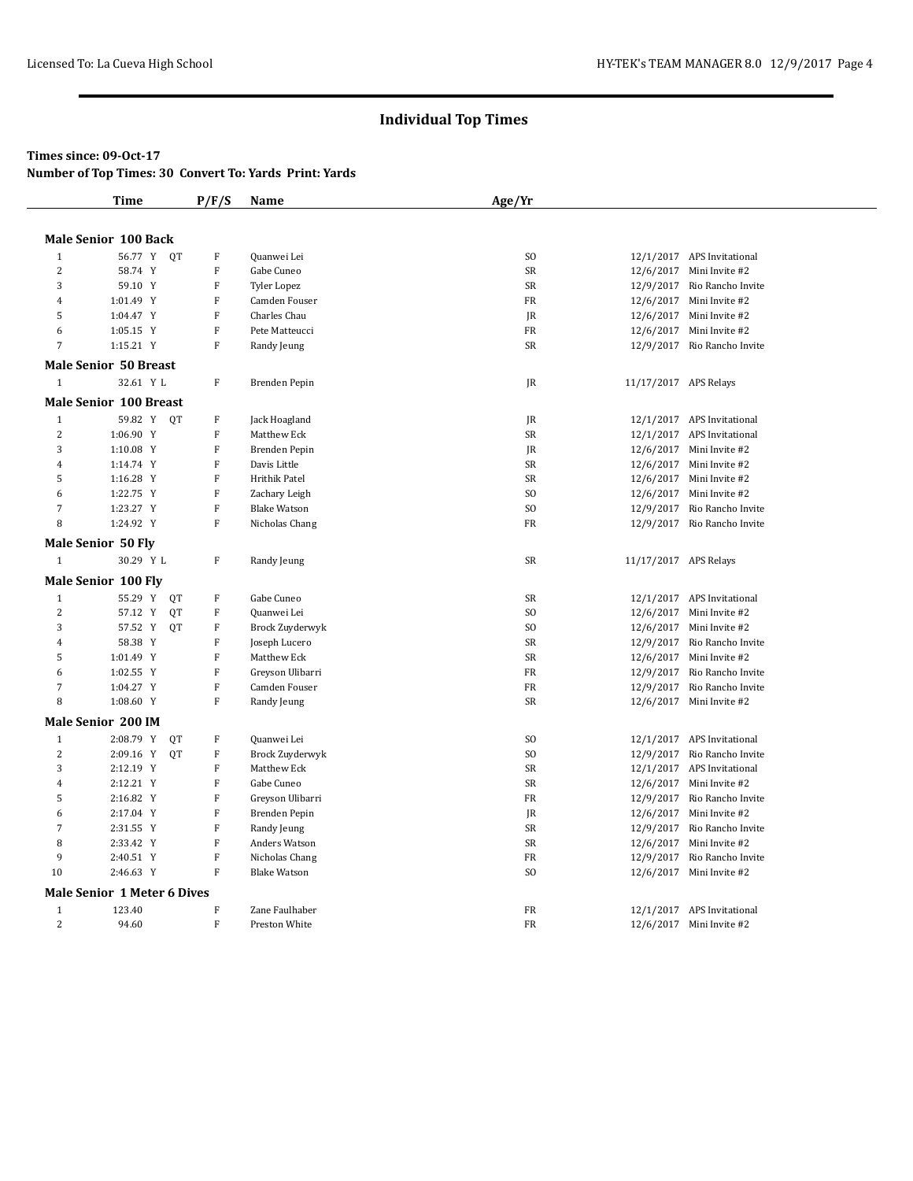# Individual Top Times

**Times since: 09-Oct-17**

**Number of Top Times: 30 Convert To: Yards Print: Yards**

| | Time | | P/F/S | Name | Age/Yr | | |
|---|---|---|---|---|---|---|---|
| **Male Senior 100 Back** | | | | | | | |
| 1 | 56.77 Y | QT | F | Quanwei Lei | SO | 12/1/2017 | APS Invitational |
| 2 | 58.74 Y | | F | Gabe Cuneo | SR | 12/6/2017 | Mini Invite #2 |
| 3 | 59.10 Y | | F | Tyler Lopez | SR | 12/9/2017 | Rio Rancho Invite |
| 4 | 1:01.49 Y | | F | Camden Fouser | FR | 12/6/2017 | Mini Invite #2 |
| 5 | 1:04.47 Y | | F | Charles Chau | JR | 12/6/2017 | Mini Invite #2 |
| 6 | 1:05.15 Y | | F | Pete Matteucci | FR | 12/6/2017 | Mini Invite #2 |
| 7 | 1:15.21 Y | | F | Randy Jeung | SR | 12/9/2017 | Rio Rancho Invite |
| **Male Senior 50 Breast** | | | | | | | |
| 1 | 32.61 Y L | | F | Brenden Pepin | JR | 11/17/2017 | APS Relays |
| **Male Senior 100 Breast** | | | | | | | |
| 1 | 59.82 Y | QT | F | Jack Hoagland | JR | 12/1/2017 | APS Invitational |
| 2 | 1:06.90 Y | | F | Matthew Eck | SR | 12/1/2017 | APS Invitational |
| 3 | 1:10.08 Y | | F | Brenden Pepin | JR | 12/6/2017 | Mini Invite #2 |
| 4 | 1:14.74 Y | | F | Davis Little | SR | 12/6/2017 | Mini Invite #2 |
| 5 | 1:16.28 Y | | F | Hrithik Patel | SR | 12/6/2017 | Mini Invite #2 |
| 6 | 1:22.75 Y | | F | Zachary Leigh | SO | 12/6/2017 | Mini Invite #2 |
| 7 | 1:23.27 Y | | F | Blake Watson | SO | 12/9/2017 | Rio Rancho Invite |
| 8 | 1:24.92 Y | | F | Nicholas Chang | FR | 12/9/2017 | Rio Rancho Invite |
| **Male Senior 50 Fly** | | | | | | | |
| 1 | 30.29 Y L | | F | Randy Jeung | SR | 11/17/2017 | APS Relays |
| **Male Senior 100 Fly** | | | | | | | |
| 1 | 55.29 Y | QT | F | Gabe Cuneo | SR | 12/1/2017 | APS Invitational |
| 2 | 57.12 Y | QT | F | Quanwei Lei | SO | 12/6/2017 | Mini Invite #2 |
| 3 | 57.52 Y | QT | F | Brock Zuyderwyk | SO | 12/6/2017 | Mini Invite #2 |
| 4 | 58.38 Y | | F | Joseph Lucero | SR | 12/9/2017 | Rio Rancho Invite |
| 5 | 1:01.49 Y | | F | Matthew Eck | SR | 12/6/2017 | Mini Invite #2 |
| 6 | 1:02.55 Y | | F | Greyson Ulibarri | FR | 12/9/2017 | Rio Rancho Invite |
| 7 | 1:04.27 Y | | F | Camden Fouser | FR | 12/9/2017 | Rio Rancho Invite |
| 8 | 1:08.60 Y | | F | Randy Jeung | SR | 12/6/2017 | Mini Invite #2 |
| **Male Senior 200 IM** | | | | | | | |
| 1 | 2:08.79 Y | QT | F | Quanwei Lei | SO | 12/1/2017 | APS Invitational |
| 2 | 2:09.16 Y | QT | F | Brock Zuyderwyk | SO | 12/9/2017 | Rio Rancho Invite |
| 3 | 2:12.19 Y | | F | Matthew Eck | SR | 12/1/2017 | APS Invitational |
| 4 | 2:12.21 Y | | F | Gabe Cuneo | SR | 12/6/2017 | Mini Invite #2 |
| 5 | 2:16.82 Y | | F | Greyson Ulibarri | FR | 12/9/2017 | Rio Rancho Invite |
| 6 | 2:17.04 Y | | F | Brenden Pepin | JR | 12/6/2017 | Mini Invite #2 |
| 7 | 2:31.55 Y | | F | Randy Jeung | SR | 12/9/2017 | Rio Rancho Invite |
| 8 | 2:33.42 Y | | F | Anders Watson | SR | 12/6/2017 | Mini Invite #2 |
| 9 | 2:40.51 Y | | F | Nicholas Chang | FR | 12/9/2017 | Rio Rancho Invite |
| 10 | 2:46.63 Y | | F | Blake Watson | SO | 12/6/2017 | Mini Invite #2 |
| **Male Senior 1 Meter 6 Dives** | | | | | | | |
| 1 | 123.40 | | F | Zane Faulhaber | FR | 12/1/2017 | APS Invitational |
| 2 | 94.60 | | F | Preston White | FR | 12/6/2017 | Mini Invite #2 |